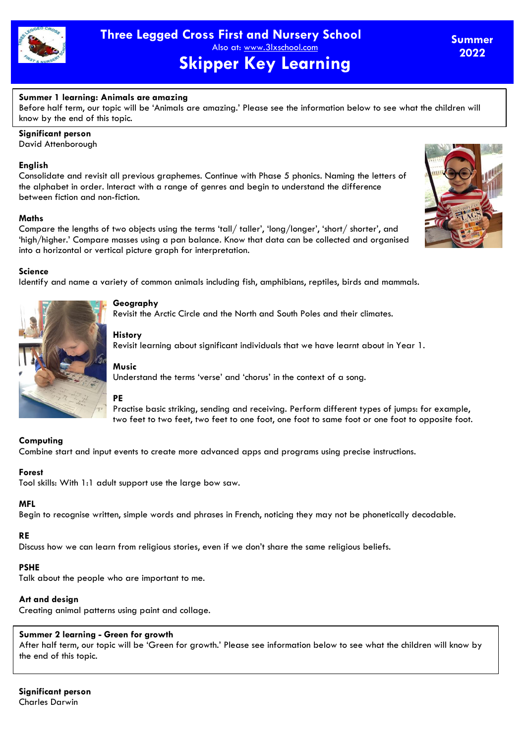# Three Legged Cross First and Nursery School

Also at: www.3lxschool.com

## Skipper Key Learning

**Summer 2022**

**Summer 1 learning: Animals are amazing**
Before half term, our topic will be 'Animals are amazing.' Please see the information below to see what the children will know by the end of this topic.

**Significant person**
David Attenborough

**English**
Consolidate and revisit all previous graphemes. Continue with Phase 5 phonics. Naming the letters of the alphabet in order. Interact with a range of genres and begin to understand the difference between fiction and non-fiction.

**Maths**
Compare the lengths of two objects using the terms 'tall/ taller', 'long/longer', 'short/ shorter', and 'high/higher.' Compare masses using a pan balance. Know that data can be collected and organised into a horizontal or vertical picture graph for interpretation.

**Science**
Identify and name a variety of common animals including fish, amphibians, reptiles, birds and mammals.

**Geography**
Revisit the Arctic Circle and the North and South Poles and their climates.

**History**
Revisit learning about significant individuals that we have learnt about in Year 1.

**Music**
Understand the terms 'verse' and 'chorus' in the context of a song.

**PE**
Practise basic striking, sending and receiving. Perform different types of jumps: for example, two feet to two feet, two feet to one foot, one foot to same foot or one foot to opposite foot.

**Computing**
Combine start and input events to create more advanced apps and programs using precise instructions.

**Forest**
Tool skills: With 1:1 adult support use the large bow saw.

**MFL**
Begin to recognise written, simple words and phrases in French, noticing they may not be phonetically decodable.

**RE**
Discuss how we can learn from religious stories, even if we don't share the same religious beliefs.

**PSHE**
Talk about the people who are important to me.

**Art and design**
Creating animal patterns using paint and collage.

**Summer 2 learning - Green for growth**
After half term, our topic will be 'Green for growth.' Please see information below to see what the children will know by the end of this topic.

**Significant person**
Charles Darwin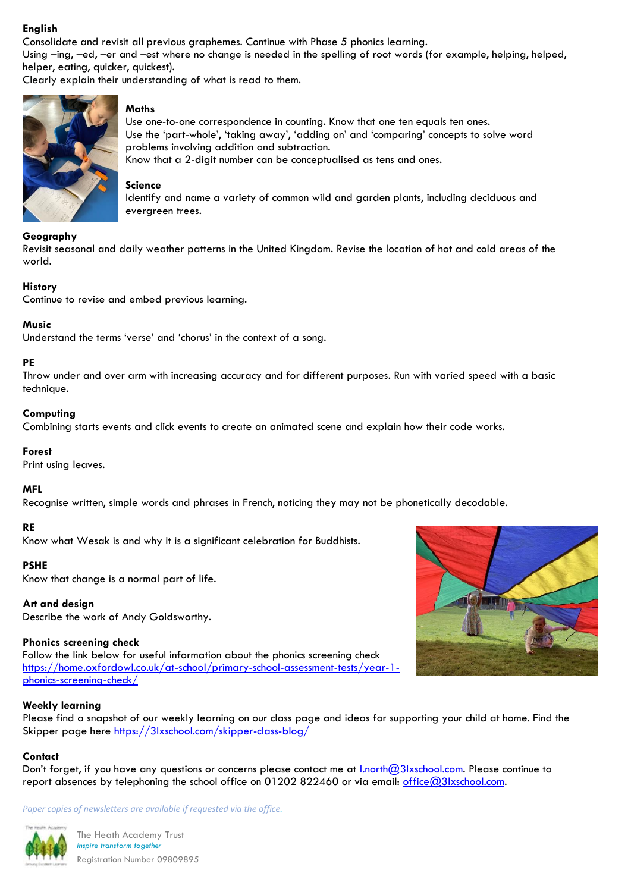**English**
Consolidate and revisit all previous graphemes. Continue with Phase 5 phonics learning.
Using –ing, –ed, –er and –est where no change is needed in the spelling of root words (for example, helping, helped, helper, eating, quicker, quickest).
Clearly explain their understanding of what is read to them.

**Maths**
Use one-to-one correspondence in counting. Know that one ten equals ten ones.
Use the 'part-whole', 'taking away', 'adding on' and 'comparing' concepts to solve word problems involving addition and subtraction.
Know that a 2-digit number can be conceptualised as tens and ones.

**Science**
Identify and name a variety of common wild and garden plants, including deciduous and evergreen trees.

**Geography**
Revisit seasonal and daily weather patterns in the United Kingdom. Revise the location of hot and cold areas of the world.

**History**
Continue to revise and embed previous learning.

**Music**
Understand the terms 'verse' and 'chorus' in the context of a song.

**PE**
Throw under and over arm with increasing accuracy and for different purposes. Run with varied speed with a basic technique.

**Computing**
Combining starts events and click events to create an animated scene and explain how their code works.

**Forest**
Print using leaves.

**MFL**
Recognise written, simple words and phrases in French, noticing they may not be phonetically decodable.

**RE**
Know what Wesak is and why it is a significant celebration for Buddhists.

**PSHE**
Know that change is a normal part of life.

**Art and design**
Describe the work of Andy Goldsworthy.

**Phonics screening check**
Follow the link below for useful information about the phonics screening check
https://home.oxfordowl.co.uk/at-school/primary-school-assessment-tests/year-1-phonics-screening-check/

**Weekly learning**
Please find a snapshot of our weekly learning on our class page and ideas for supporting your child at home. Find the Skipper page here https://3lxschool.com/skipper-class-blog/

**Contact**
Don't forget, if you have any questions or concerns please contact me at l.north@3lxschool.com. Please continue to report absences by telephoning the school office on 01202 822460 or via email: office@3lxschool.com.

*Paper copies of newsletters are available if requested via the office.*

The Heath Academy Trust
*inspire transform together*
Registration Number 09809895